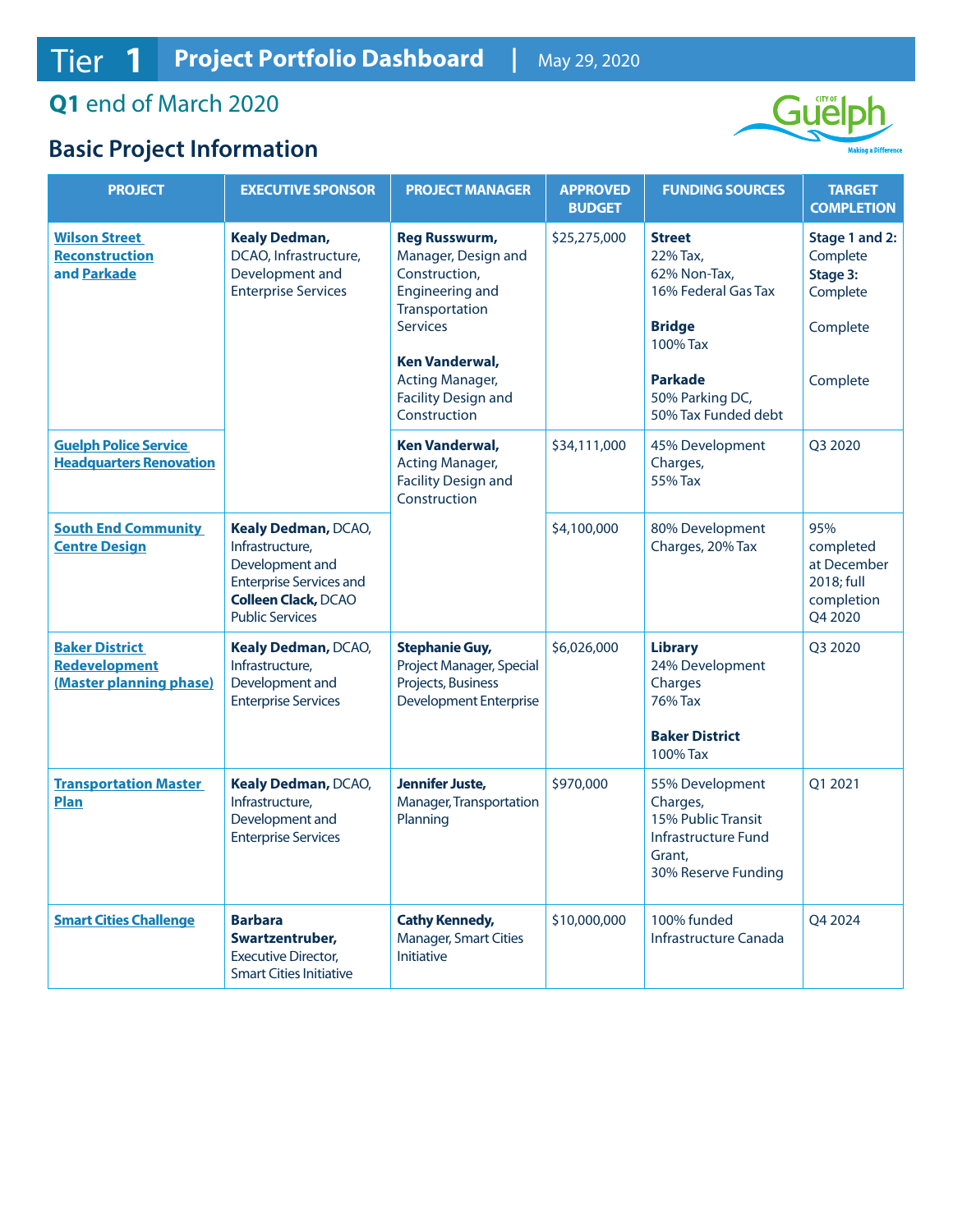# Tier 1 Project Portfolio Dashboard | May 29, 2020

## Q1 end of March 2020

## Basic Project Information

| PROJECT | EXECUTIVE SPONSOR | PROJECT MANAGER | APPROVED BUDGET | FUNDING SOURCES | TARGET COMPLETION |
|---|---|---|---|---|---|
| Wilson Street Reconstruction and Parkade | **Kealy Dedman,** DCAO, Infrastructure, Development and Enterprise Services | **Reg Russwurm,** Manager, Design and Construction, Engineering and Transportation Services<br><br>**Ken Vanderwal,** Acting Manager, Facility Design and Construction | $25,275,000 | **Street** 22% Tax, 62% Non-Tax, 16% Federal Gas Tax<br><br>**Bridge** 100% Tax<br><br>**Parkade** 50% Parking DC, 50% Tax Funded debt | **Stage 1 and 2:** Complete **Stage 3:** Complete<br><br>Complete<br><br>Complete |
| Guelph Police Service Headquarters Renovation | **Kealy Dedman,** DCAO, Infrastructure, Development and Enterprise Services | **Ken Vanderwal,** Acting Manager, Facility Design and Construction | $34,111,000 | 45% Development Charges, 55% Tax | Q3 2020 |
| South End Community Centre Design | **Kealy Dedman,** DCAO, Infrastructure, Development and Enterprise Services and **Colleen Clack,** DCAO Public Services | **Ken Vanderwal,** Acting Manager, Facility Design and Construction | $4,100,000 | 80% Development Charges, 20% Tax | 95% completed at December 2018; full completion Q4 2020 |
| Baker District Redevelopment (Master planning phase) | **Kealy Dedman,** DCAO, Infrastructure, Development and Enterprise Services | **Stephanie Guy,** Project Manager, Special Projects, Business Development Enterprise | $6,026,000 | **Library** 24% Development Charges 76% Tax<br><br>**Baker District** 100% Tax | Q3 2020 |
| Transportation Master Plan | **Kealy Dedman,** DCAO, Infrastructure, Development and Enterprise Services | **Jennifer Juste,** Manager, Transportation Planning | $970,000 | 55% Development Charges, 15% Public Transit Infrastructure Fund Grant, 30% Reserve Funding | Q1 2021 |
| Smart Cities Challenge | **Barbara Swartzentruber,** Executive Director, Smart Cities Initiative | **Cathy Kennedy,** Manager, Smart Cities Initiative | $10,000,000 | 100% funded Infrastructure Canada | Q4 2024 |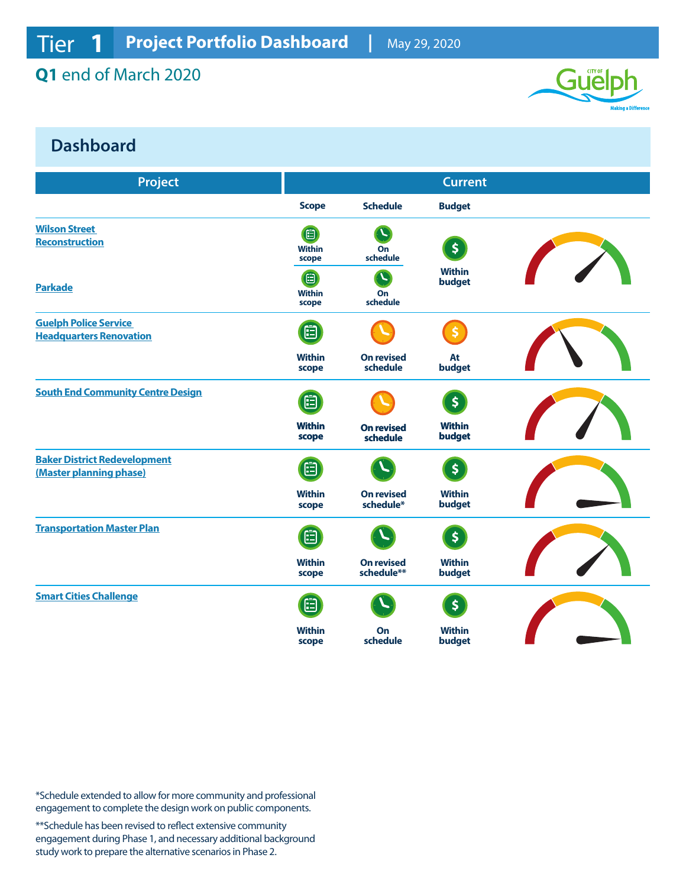# Tier 1 Project Portfolio Dashboard | May 29, 2020

## Q1 end of March 2020

## Dashboard

| Project | Scope | Schedule | Budget |
|---|---|---|---|
| Wilson Street Reconstruction | Within scope | On schedule | Within budget |
| Parkade | Within scope | On schedule | Within budget |
| Guelph Police Service Headquarters Renovation | Within scope | On revised schedule | At budget |
| South End Community Centre Design | Within scope | On revised schedule | Within budget |
| Baker District Redevelopment (Master planning phase) | Within scope | On revised schedule* | Within budget |
| Transportation Master Plan | Within scope | On revised schedule** | Within budget |
| Smart Cities Challenge | Within scope | On schedule | Within budget |

*Schedule extended to allow for more community and professional engagement to complete the design work on public components.

**Schedule has been revised to reflect extensive community engagement during Phase 1, and necessary additional background study work to prepare the alternative scenarios in Phase 2.